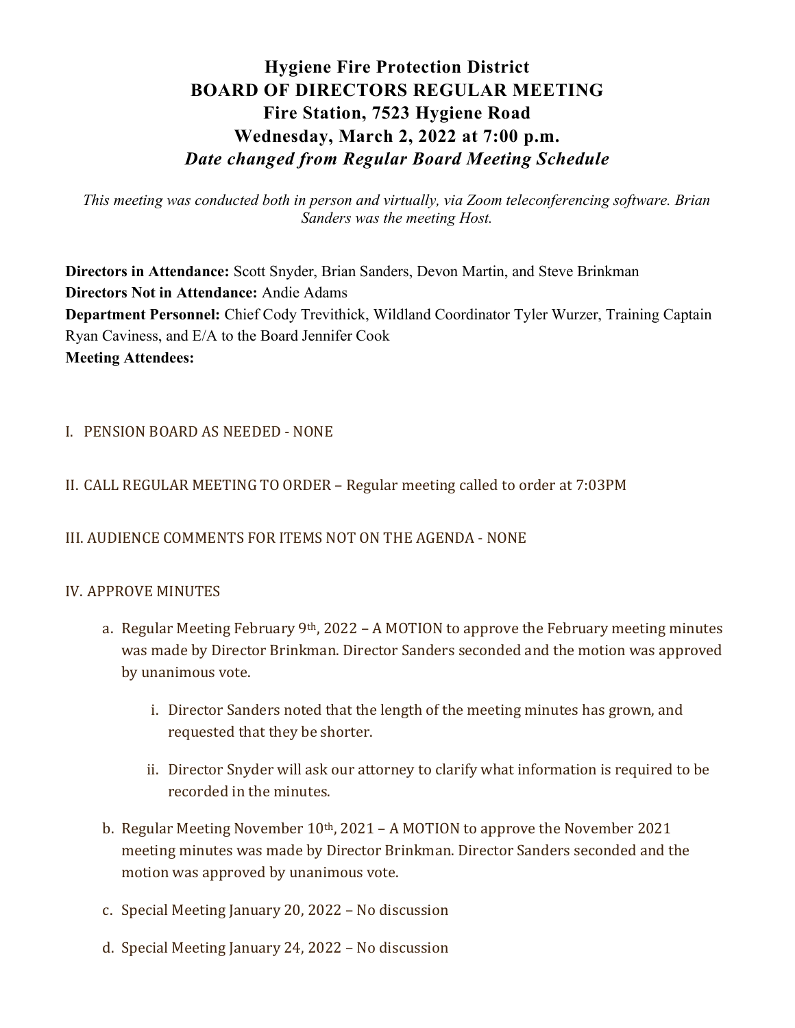# Hygiene Fire Protection District
# BOARD OF DIRECTORS REGULAR MEETING
# Fire Station, 7523 Hygiene Road
# Wednesday, March 2, 2022 at 7:00 p.m.
## *Date changed from Regular Board Meeting Schedule*

*This meeting was conducted both in person and virtually, via Zoom teleconferencing software. Brian Sanders was the meeting Host.*

**Directors in Attendance:** Scott Snyder, Brian Sanders, Devon Martin, and Steve Brinkman
**Directors Not in Attendance:** Andie Adams
**Department Personnel:** Chief Cody Trevithick, Wildland Coordinator Tyler Wurzer, Training Captain Ryan Caviness, and E/A to the Board Jennifer Cook
**Meeting Attendees:**

I. PENSION BOARD AS NEEDED - NONE

II. CALL REGULAR MEETING TO ORDER – Regular meeting called to order at 7:03PM

III. AUDIENCE COMMENTS FOR ITEMS NOT ON THE AGENDA - NONE

IV. APPROVE MINUTES

a. Regular Meeting February 9th, 2022 – A MOTION to approve the February meeting minutes was made by Director Brinkman. Director Sanders seconded and the motion was approved by unanimous vote.

   i. Director Sanders noted that the length of the meeting minutes has grown, and requested that they be shorter.

   ii. Director Snyder will ask our attorney to clarify what information is required to be recorded in the minutes.

b. Regular Meeting November 10th, 2021 – A MOTION to approve the November 2021 meeting minutes was made by Director Brinkman. Director Sanders seconded and the motion was approved by unanimous vote.

c. Special Meeting January 20, 2022 – No discussion

d. Special Meeting January 24, 2022 – No discussion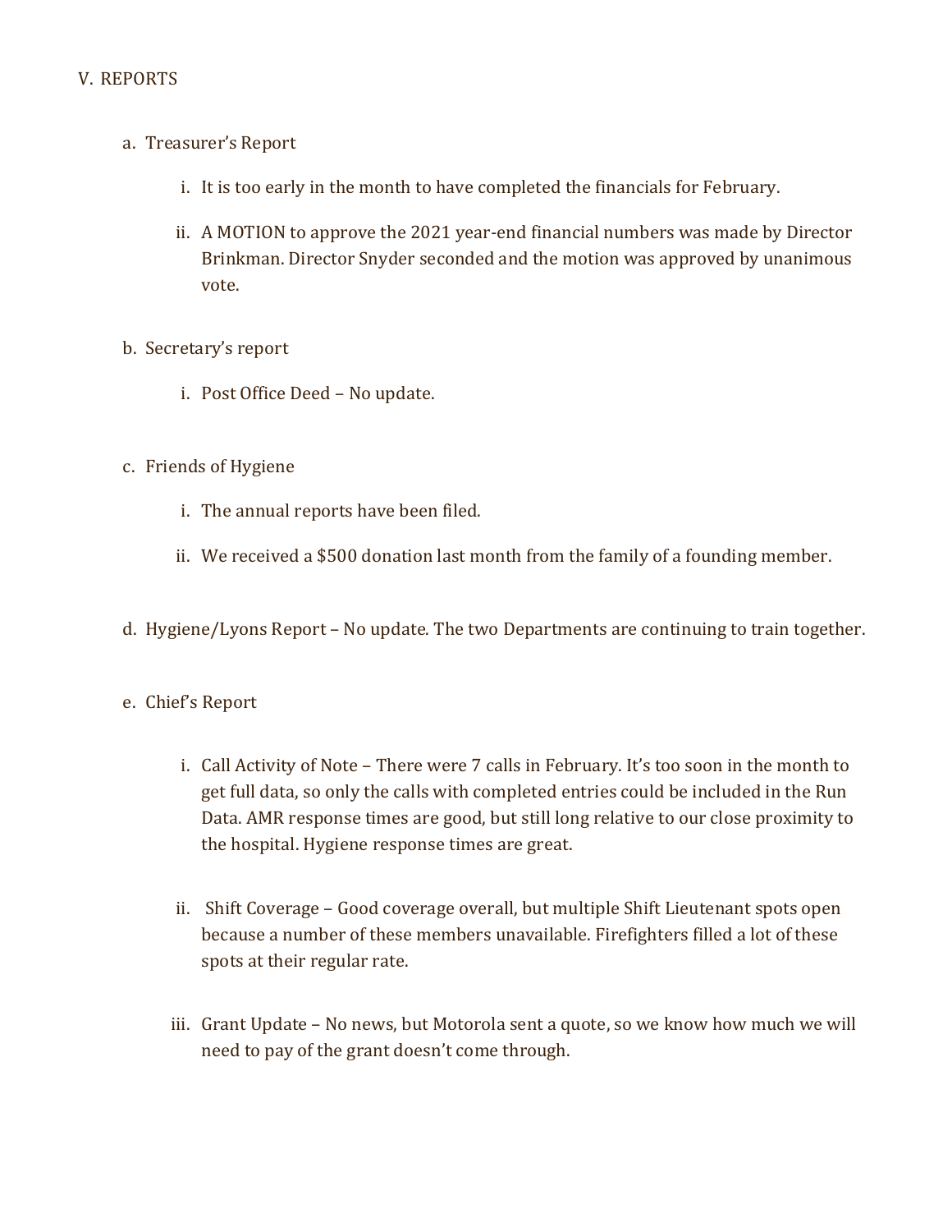V. REPORTS

a. Treasurer's Report

   i. It is too early in the month to have completed the financials for February.

   ii. A MOTION to approve the 2021 year-end financial numbers was made by Director Brinkman. Director Snyder seconded and the motion was approved by unanimous vote.

b. Secretary's report

   i. Post Office Deed – No update.

c. Friends of Hygiene

   i. The annual reports have been filed.

   ii. We received a $500 donation last month from the family of a founding member.

d. Hygiene/Lyons Report – No update. The two Departments are continuing to train together.

e. Chief's Report

   i. Call Activity of Note – There were 7 calls in February. It's too soon in the month to get full data, so only the calls with completed entries could be included in the Run Data. AMR response times are good, but still long relative to our close proximity to the hospital. Hygiene response times are great.

   ii. Shift Coverage – Good coverage overall, but multiple Shift Lieutenant spots open because a number of these members unavailable. Firefighters filled a lot of these spots at their regular rate.

   iii. Grant Update – No news, but Motorola sent a quote, so we know how much we will need to pay of the grant doesn't come through.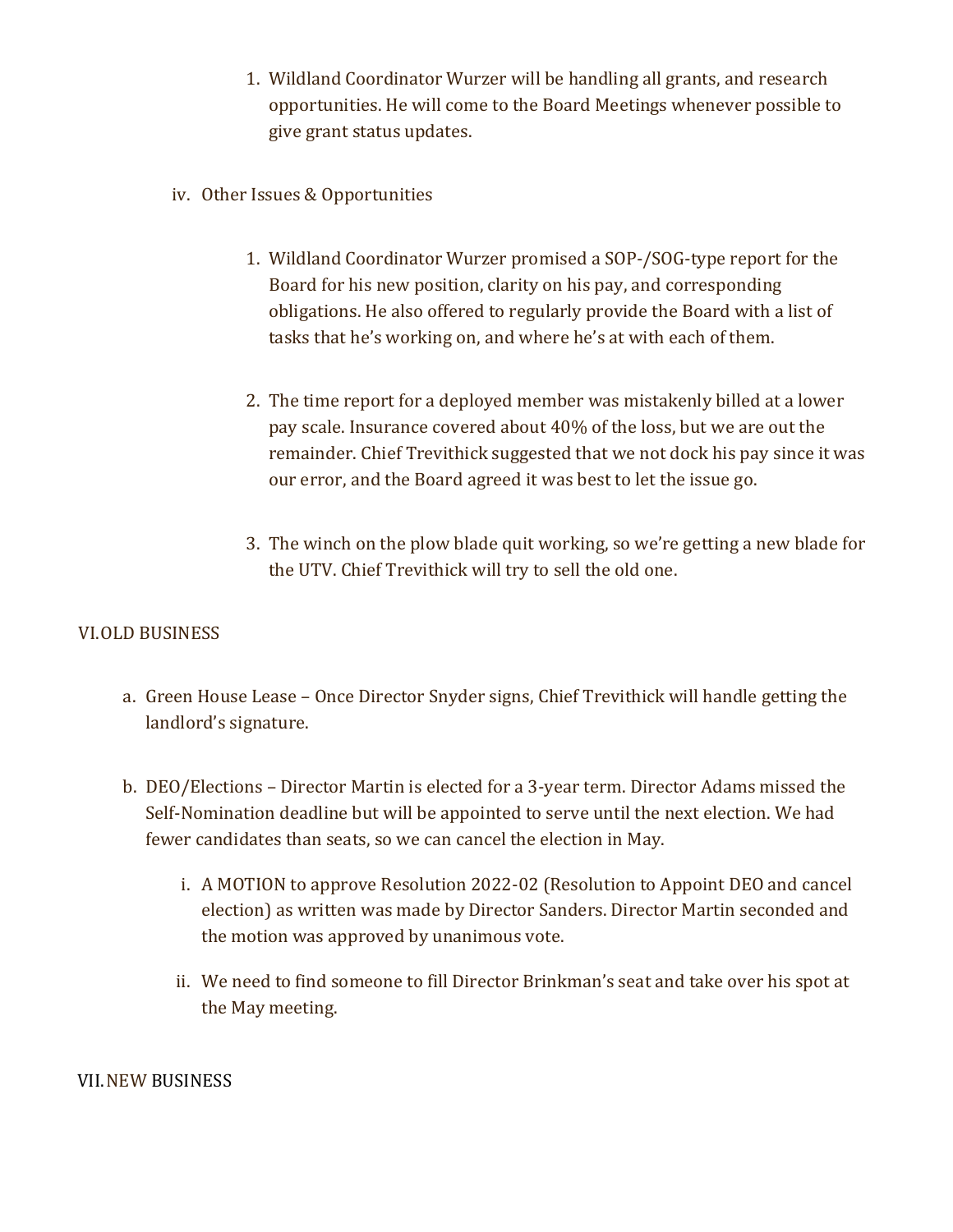1. Wildland Coordinator Wurzer will be handling all grants, and research opportunities. He will come to the Board Meetings whenever possible to give grant status updates.

iv. Other Issues & Opportunities

1. Wildland Coordinator Wurzer promised a SOP-/SOG-type report for the Board for his new position, clarity on his pay, and corresponding obligations. He also offered to regularly provide the Board with a list of tasks that he's working on, and where he's at with each of them.

2. The time report for a deployed member was mistakenly billed at a lower pay scale. Insurance covered about 40% of the loss, but we are out the remainder. Chief Trevithick suggested that we not dock his pay since it was our error, and the Board agreed it was best to let the issue go.

3. The winch on the plow blade quit working, so we're getting a new blade for the UTV. Chief Trevithick will try to sell the old one.

VI. OLD BUSINESS

a. Green House Lease – Once Director Snyder signs, Chief Trevithick will handle getting the landlord's signature.

b. DEO/Elections – Director Martin is elected for a 3-year term. Director Adams missed the Self-Nomination deadline but will be appointed to serve until the next election. We had fewer candidates than seats, so we can cancel the election in May.

   i. A MOTION to approve Resolution 2022-02 (Resolution to Appoint DEO and cancel election) as written was made by Director Sanders. Director Martin seconded and the motion was approved by unanimous vote.

   ii. We need to find someone to fill Director Brinkman's seat and take over his spot at the May meeting.

VII. NEW BUSINESS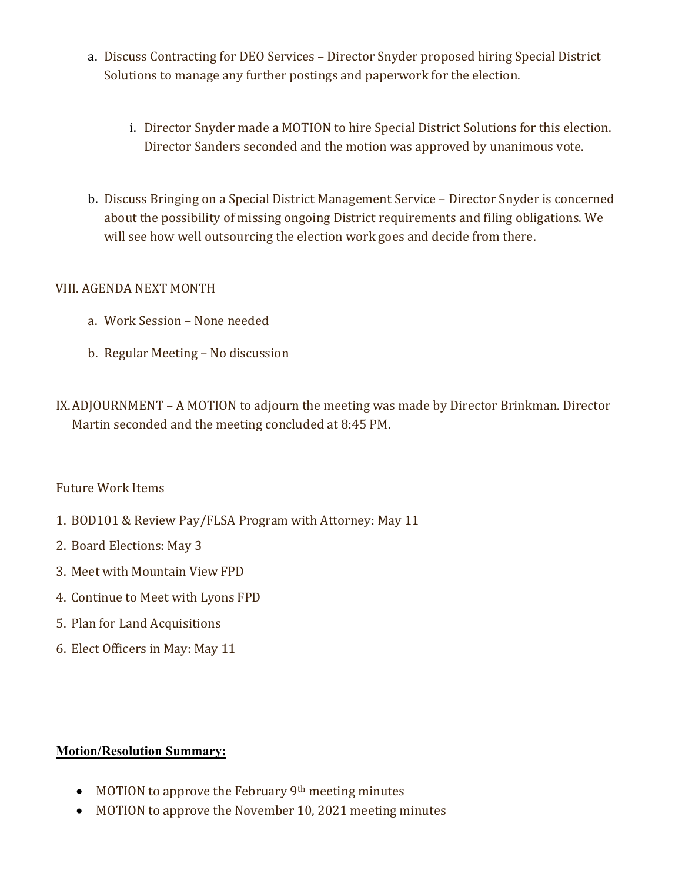a. Discuss Contracting for DEO Services – Director Snyder proposed hiring Special District Solutions to manage any further postings and paperwork for the election.

   i. Director Snyder made a MOTION to hire Special District Solutions for this election. Director Sanders seconded and the motion was approved by unanimous vote.

b. Discuss Bringing on a Special District Management Service – Director Snyder is concerned about the possibility of missing ongoing District requirements and filing obligations. We will see how well outsourcing the election work goes and decide from there.

VIII. AGENDA NEXT MONTH

a. Work Session – None needed

b. Regular Meeting – No discussion

IX. ADJOURNMENT – A MOTION to adjourn the meeting was made by Director Brinkman. Director Martin seconded and the meeting concluded at 8:45 PM.

Future Work Items

1. BOD101 & Review Pay/FLSA Program with Attorney: May 11
2. Board Elections: May 3
3. Meet with Mountain View FPD
4. Continue to Meet with Lyons FPD
5. Plan for Land Acquisitions
6. Elect Officers in May: May 11

**Motion/Resolution Summary:**

- MOTION to approve the February 9th meeting minutes
- MOTION to approve the November 10, 2021 meeting minutes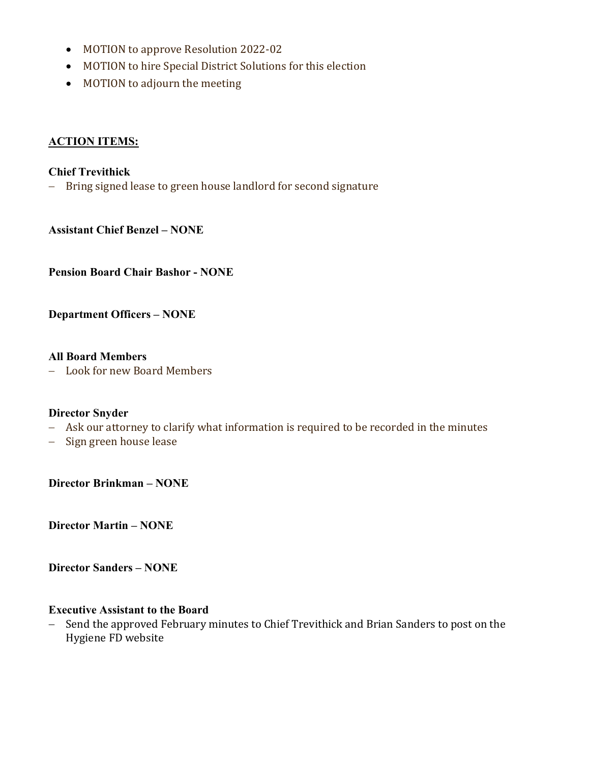- MOTION to approve Resolution 2022-02
- MOTION to hire Special District Solutions for this election
- MOTION to adjourn the meeting

## ACTION ITEMS:

**Chief Trevithick**

– Bring signed lease to green house landlord for second signature

**Assistant Chief Benzel – NONE**

**Pension Board Chair Bashor - NONE**

**Department Officers – NONE**

**All Board Members**

– Look for new Board Members

**Director Snyder**

– Ask our attorney to clarify what information is required to be recorded in the minutes
– Sign green house lease

**Director Brinkman – NONE**

**Director Martin – NONE**

**Director Sanders – NONE**

**Executive Assistant to the Board**

– Send the approved February minutes to Chief Trevithick and Brian Sanders to post on the Hygiene FD website